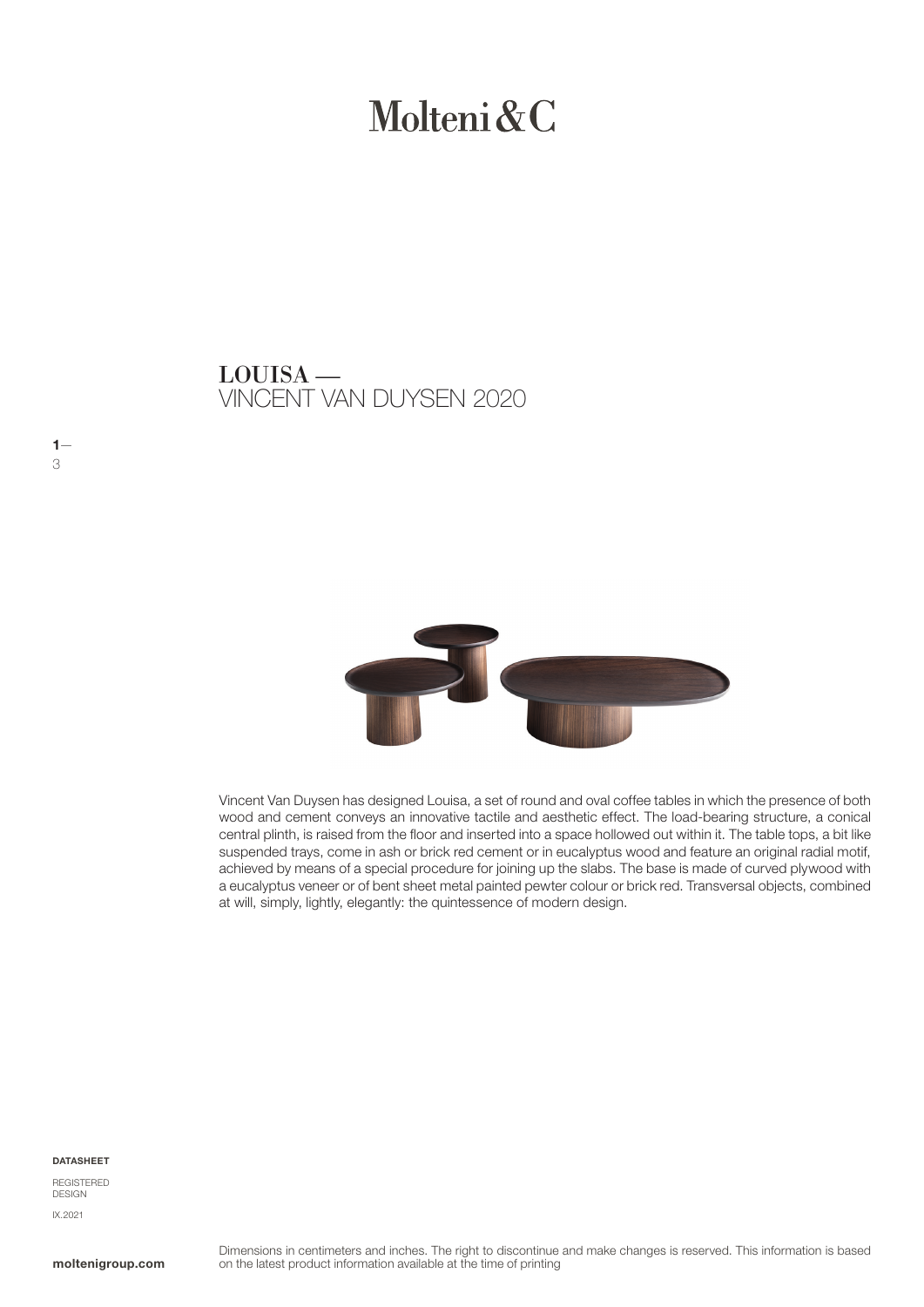# Molteni&C

## LOUISA —
VINCENT VAN DUYSEN 2020

Vincent Van Duysen has designed Louisa, a set of round and oval coffee tables in which the presence of both wood and cement conveys an innovative tactile and aesthetic effect. The load-bearing structure, a conical central plinth, is raised from the floor and inserted into a space hollowed out within it. The table tops, a bit like suspended trays, come in ash or brick red cement or in eucalyptus wood and feature an original radial motif, achieved by means of a special procedure for joining up the slabs. The base is made of curved plywood with a eucalyptus veneer or of bent sheet metal painted pewter colour or brick red. Transversal objects, combined at will, simply, lightly, elegantly: the quintessence of modern design.

**DATASHEET**

REGISTERED DESIGN

IX.2021

**moltenigroup.com**

Dimensions in centimeters and inches. The right to discontinue and make changes is reserved. This information is based on the latest product information available at the time of printing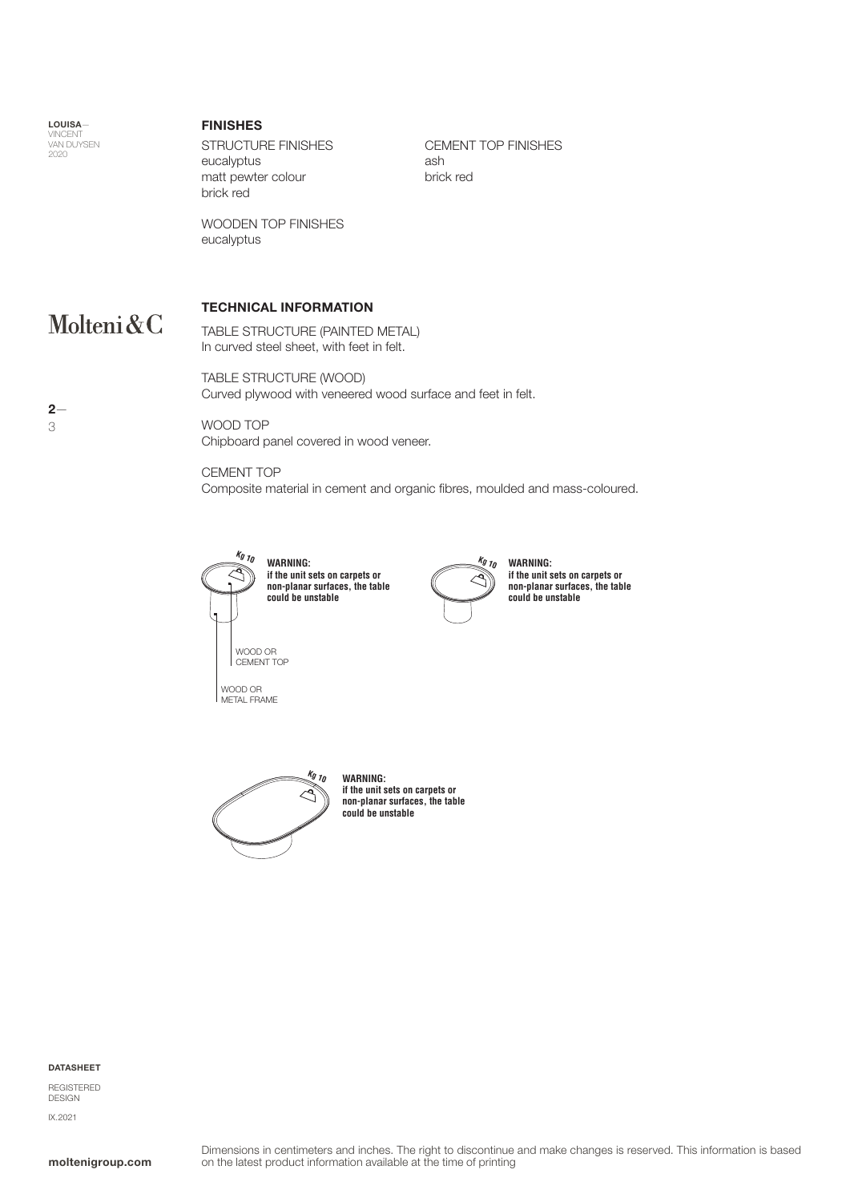## FINISHES

STRUCTURE FINISHES
eucalyptus
matt pewter colour
brick red

CEMENT TOP FINISHES
ash
brick red

WOODEN TOP FINISHES
eucalyptus

## TECHNICAL INFORMATION

TABLE STRUCTURE (PAINTED METAL)
In curved steel sheet, with feet in felt.

TABLE STRUCTURE (WOOD)
Curved plywood with veneered wood surface and feet in felt.

WOOD TOP
Chipboard panel covered in wood veneer.

CEMENT TOP
Composite material in cement and organic fibres, moulded and mass-coloured.

Kg 10

**WARNING:**
**if the unit sets on carpets or non-planar surfaces, the table could be unstable**

WOOD OR CEMENT TOP

WOOD OR METAL FRAME

Kg 10

**WARNING:**
**if the unit sets on carpets or non-planar surfaces, the table could be unstable**

Kg 10

**WARNING:**
**if the unit sets on carpets or non-planar surfaces, the table could be unstable**

Dimensions in centimeters and inches. The right to discontinue and make changes is reserved. This information is based on the latest product information available at the time of printing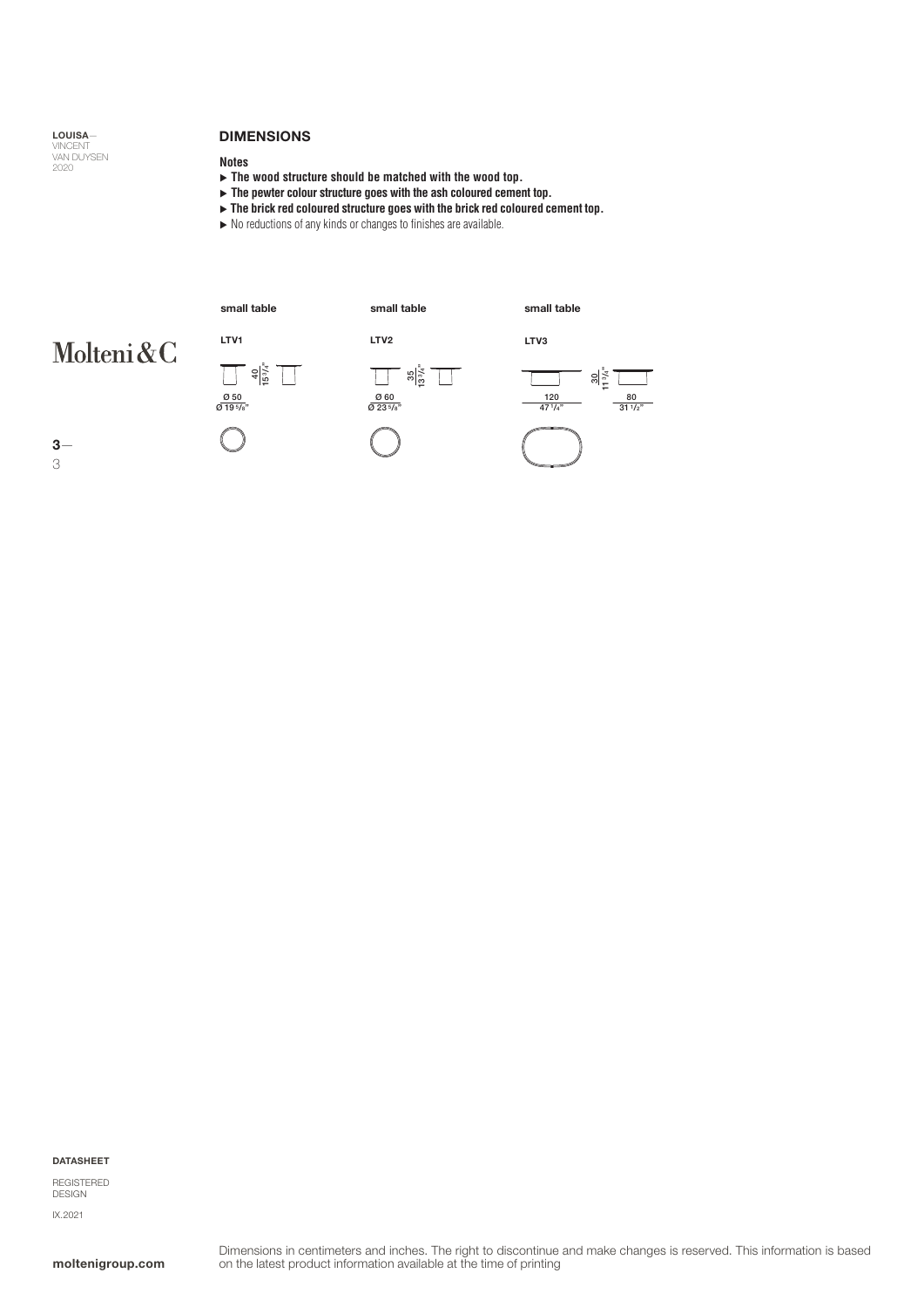LOUISA—
VINCENT
VAN DUYSEN
2020

Molteni&C

## DIMENSIONS

**Notes**

- **The wood structure should be matched with the wood top.**
- **The pewter colour structure goes with the ash coloured cement top.**
- **The brick red coloured structure goes with the brick red coloured cement top.**
- No reductions of any kinds or changes to finishes are available.

**small table**

**LTV1**

40
15 3/4"
Ø 50
Ø 19 5/8"

**small table**

**LTV2**

35
13 3/4"
Ø 60
Ø 23 5/8"

**small table**

**LTV3**

30
11 3/4"
120
47 1/4"
80
31 1/2"

**DATASHEET**

REGISTERED
DESIGN

IX.2021

moltenigroup.com

Dimensions in centimeters and inches. The right to discontinue and make changes is reserved. This information is based on the latest product information available at the time of printing